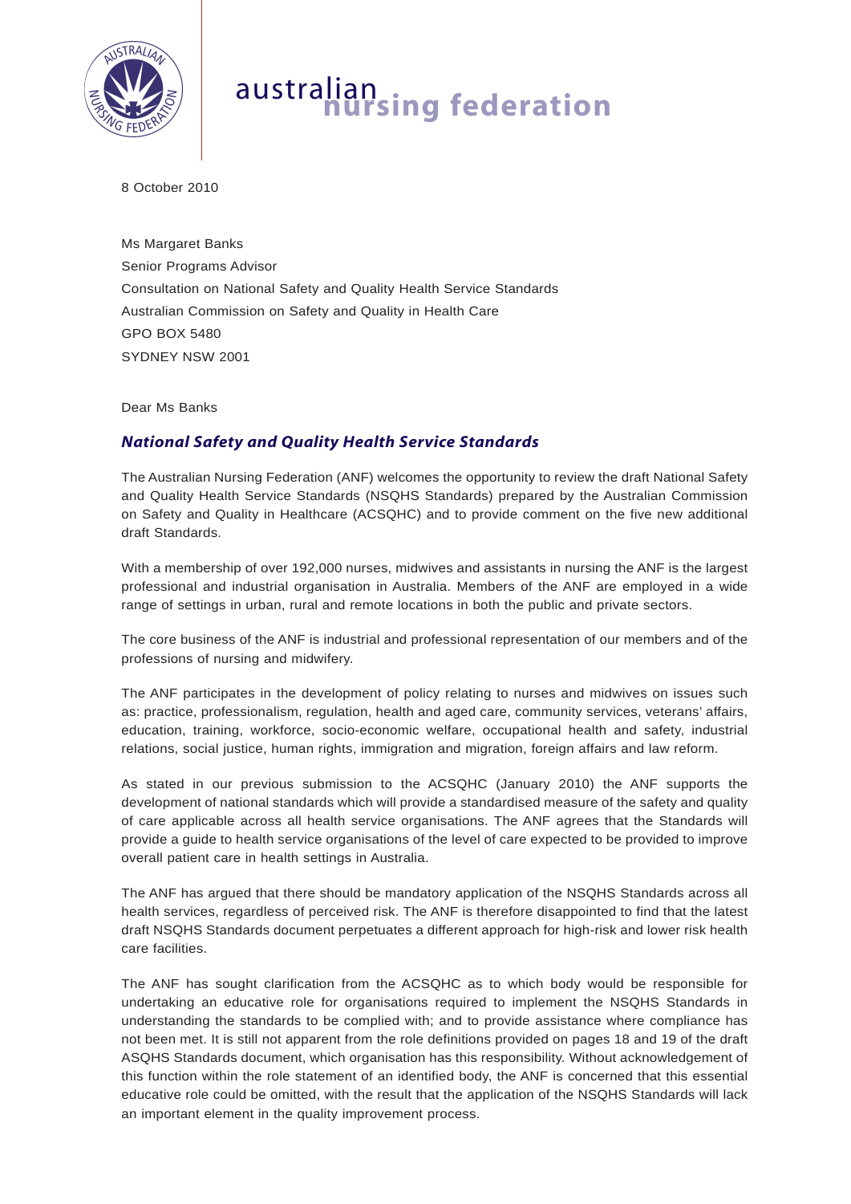australian nursing federation

8 October 2010

Ms Margaret Banks
Senior Programs Advisor
Consultation on National Safety and Quality Health Service Standards
Australian Commission on Safety and Quality in Health Care
GPO BOX 5480
SYDNEY NSW 2001

Dear Ms Banks

## *National Safety and Quality Health Service Standards*

The Australian Nursing Federation (ANF) welcomes the opportunity to review the draft National Safety and Quality Health Service Standards (NSQHS Standards) prepared by the Australian Commission on Safety and Quality in Healthcare (ACSQHC) and to provide comment on the five new additional draft Standards.

With a membership of over 192,000 nurses, midwives and assistants in nursing the ANF is the largest professional and industrial organisation in Australia. Members of the ANF are employed in a wide range of settings in urban, rural and remote locations in both the public and private sectors.

The core business of the ANF is industrial and professional representation of our members and of the professions of nursing and midwifery.

The ANF participates in the development of policy relating to nurses and midwives on issues such as: practice, professionalism, regulation, health and aged care, community services, veterans' affairs, education, training, workforce, socio-economic welfare, occupational health and safety, industrial relations, social justice, human rights, immigration and migration, foreign affairs and law reform.

As stated in our previous submission to the ACSQHC (January 2010) the ANF supports the development of national standards which will provide a standardised measure of the safety and quality of care applicable across all health service organisations. The ANF agrees that the Standards will provide a guide to health service organisations of the level of care expected to be provided to improve overall patient care in health settings in Australia.

The ANF has argued that there should be mandatory application of the NSQHS Standards across all health services, regardless of perceived risk. The ANF is therefore disappointed to find that the latest draft NSQHS Standards document perpetuates a different approach for high-risk and lower risk health care facilities.

The ANF has sought clarification from the ACSQHC as to which body would be responsible for undertaking an educative role for organisations required to implement the NSQHS Standards in understanding the standards to be complied with; and to provide assistance where compliance has not been met. It is still not apparent from the role definitions provided on pages 18 and 19 of the draft ASQHS Standards document, which organisation has this responsibility. Without acknowledgement of this function within the role statement of an identified body, the ANF is concerned that this essential educative role could be omitted, with the result that the application of the NSQHS Standards will lack an important element in the quality improvement process.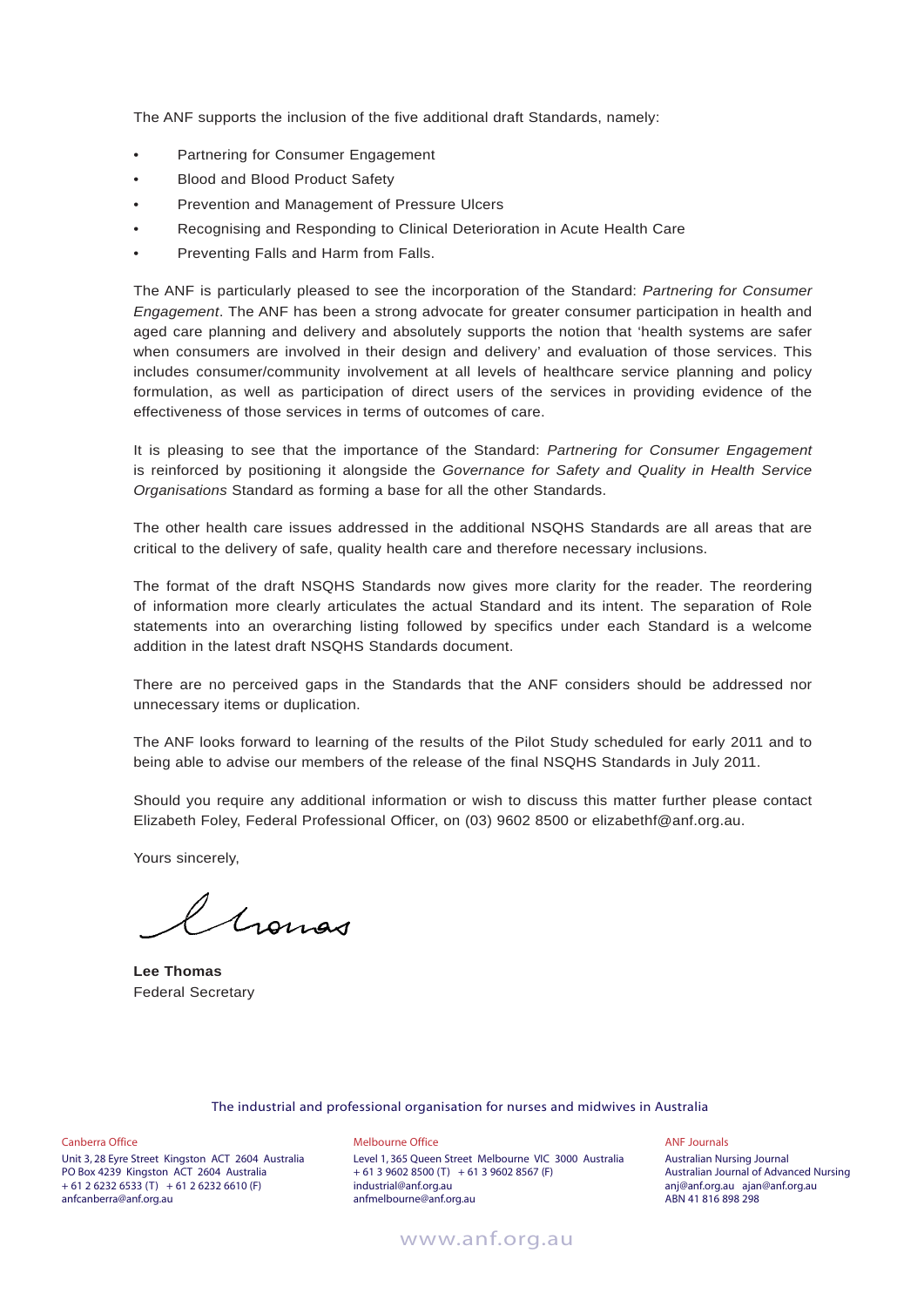The ANF supports the inclusion of the five additional draft Standards, namely:

- Partnering for Consumer Engagement
- Blood and Blood Product Safety
- Prevention and Management of Pressure Ulcers
- Recognising and Responding to Clinical Deterioration in Acute Health Care
- Preventing Falls and Harm from Falls.

The ANF is particularly pleased to see the incorporation of the Standard: *Partnering for Consumer Engagement*. The ANF has been a strong advocate for greater consumer participation in health and aged care planning and delivery and absolutely supports the notion that 'health systems are safer when consumers are involved in their design and delivery' and evaluation of those services. This includes consumer/community involvement at all levels of healthcare service planning and policy formulation, as well as participation of direct users of the services in providing evidence of the effectiveness of those services in terms of outcomes of care.

It is pleasing to see that the importance of the Standard: *Partnering for Consumer Engagement* is reinforced by positioning it alongside the *Governance for Safety and Quality in Health Service Organisations* Standard as forming a base for all the other Standards.

The other health care issues addressed in the additional NSQHS Standards are all areas that are critical to the delivery of safe, quality health care and therefore necessary inclusions.

The format of the draft NSQHS Standards now gives more clarity for the reader. The reordering of information more clearly articulates the actual Standard and its intent. The separation of Role statements into an overarching listing followed by specifics under each Standard is a welcome addition in the latest draft NSQHS Standards document.

There are no perceived gaps in the Standards that the ANF considers should be addressed nor unnecessary items or duplication.

The ANF looks forward to learning of the results of the Pilot Study scheduled for early 2011 and to being able to advise our members of the release of the final NSQHS Standards in July 2011.

Should you require any additional information or wish to discuss this matter further please contact Elizabeth Foley, Federal Professional Officer, on (03) 9602 8500 or elizabethf@anf.org.au.

Yours sincerely,

**Lee Thomas**
Federal Secretary

The industrial and professional organisation for nurses and midwives in Australia

Canberra Office
Unit 3, 28 Eyre Street Kingston ACT 2604 Australia
PO Box 4239 Kingston ACT 2604 Australia
+ 61 2 6232 6533 (T) + 61 2 6232 6610 (F)
anfcanberra@anf.org.au

Melbourne Office
Level 1, 365 Queen Street Melbourne VIC 3000 Australia
+ 61 3 9602 8500 (T) + 61 3 9602 8567 (F)
industrial@anf.org.au
anfmelbourne@anf.org.au

ANF Journals
Australian Nursing Journal
Australian Journal of Advanced Nursing
anj@anf.org.au ajan@anf.org.au
ABN 41 816 898 298

www.anf.org.au